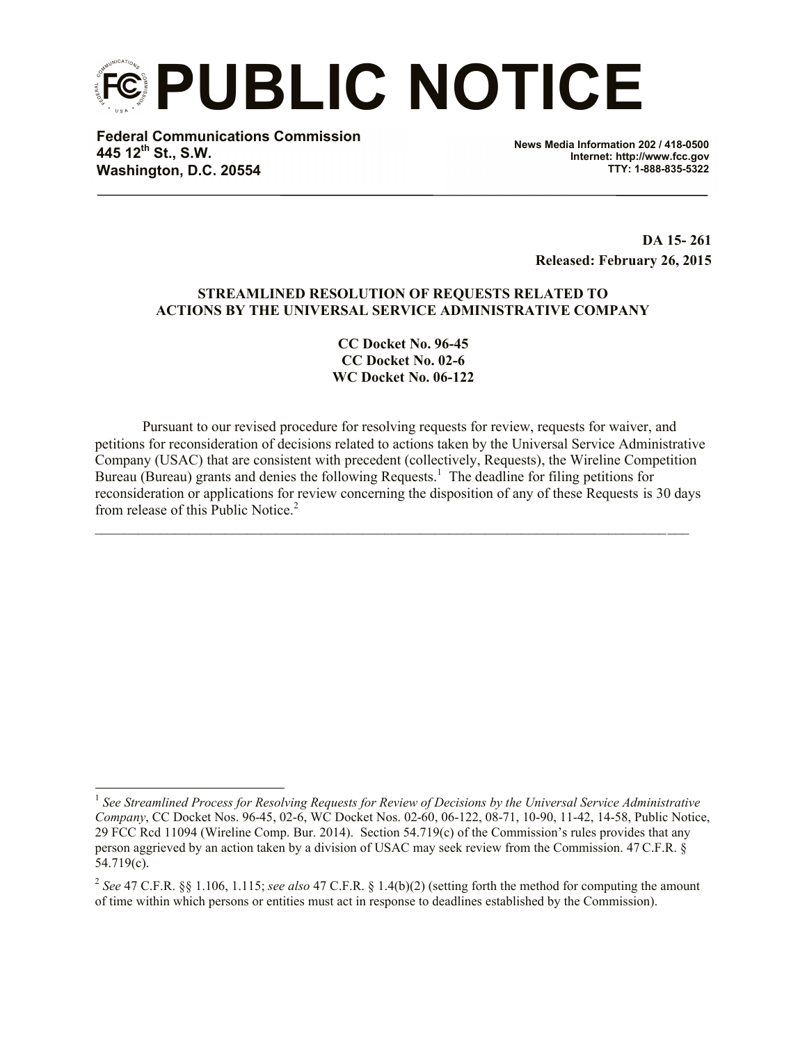# PUBLIC NOTICE

**Federal Communications Commission**
**445 12th St., S.W.**
**Washington, D.C. 20554**

**News Media Information 202 / 418-0500**
**Internet: http://www.fcc.gov**
**TTY: 1-888-835-5322**

**DA 15- 261**
**Released: February 26, 2015**

**STREAMLINED RESOLUTION OF REQUESTS RELATED TO ACTIONS BY THE UNIVERSAL SERVICE ADMINISTRATIVE COMPANY**

**CC Docket No. 96-45**
**CC Docket No. 02-6**
**WC Docket No. 06-122**

Pursuant to our revised procedure for resolving requests for review, requests for waiver, and petitions for reconsideration of decisions related to actions taken by the Universal Service Administrative Company (USAC) that are consistent with precedent (collectively, Requests), the Wireline Competition Bureau (Bureau) grants and denies the following Requests.[1] The deadline for filing petitions for reconsideration or applications for review concerning the disposition of any of these Requests is 30 days from release of this Public Notice.[2]

---

[1] *See Streamlined Process for Resolving Requests for Review of Decisions by the Universal Service Administrative Company*, CC Docket Nos. 96-45, 02-6, WC Docket Nos. 02-60, 06-122, 08-71, 10-90, 11-42, 14-58, Public Notice, 29 FCC Rcd 11094 (Wireline Comp. Bur. 2014). Section 54.719(c) of the Commission's rules provides that any person aggrieved by an action taken by a division of USAC may seek review from the Commission. 47 C.F.R. § 54.719(c).

[2] *See* 47 C.F.R. §§ 1.106, 1.115; *see also* 47 C.F.R. § 1.4(b)(2) (setting forth the method for computing the amount of time within which persons or entities must act in response to deadlines established by the Commission).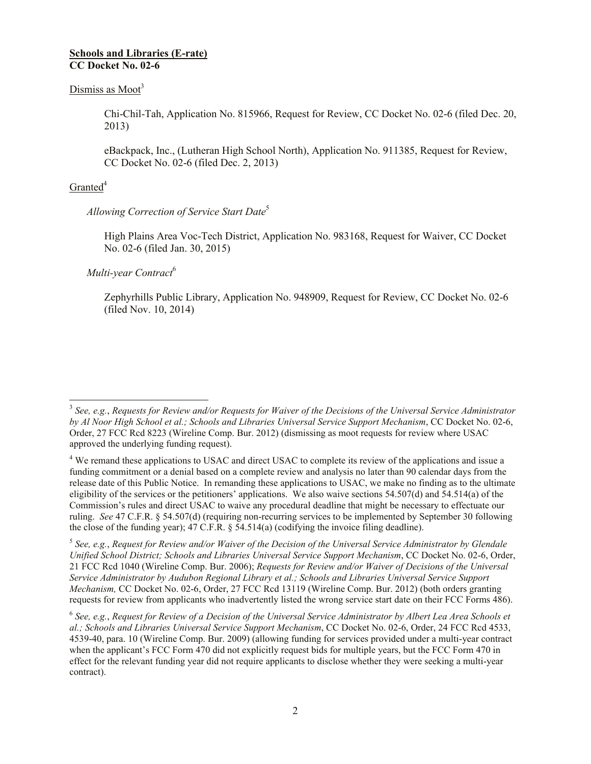**Schools and Libraries (E-rate)**
**CC Docket No. 02-6**

Dismiss as Moot[3]

Chi-Chil-Tah, Application No. 815966, Request for Review, CC Docket No. 02-6 (filed Dec. 20, 2013)

eBackpack, Inc., (Lutheran High School North), Application No. 911385, Request for Review, CC Docket No. 02-6 (filed Dec. 2, 2013)

Granted[4]

*Allowing Correction of Service Start Date*[5]

High Plains Area Voc-Tech District, Application No. 983168, Request for Waiver, CC Docket No. 02-6 (filed Jan. 30, 2015)

*Multi-year Contract*[6]

Zephyrhills Public Library, Application No. 948909, Request for Review, CC Docket No. 02-6 (filed Nov. 10, 2014)

---

[3] *See, e.g.*, *Requests for Review and/or Requests for Waiver of the Decisions of the Universal Service Administrator by Al Noor High School et al.; Schools and Libraries Universal Service Support Mechanism*, CC Docket No. 02-6, Order, 27 FCC Rcd 8223 (Wireline Comp. Bur. 2012) (dismissing as moot requests for review where USAC approved the underlying funding request).

[4] We remand these applications to USAC and direct USAC to complete its review of the applications and issue a funding commitment or a denial based on a complete review and analysis no later than 90 calendar days from the release date of this Public Notice. In remanding these applications to USAC, we make no finding as to the ultimate eligibility of the services or the petitioners' applications. We also waive sections 54.507(d) and 54.514(a) of the Commission's rules and direct USAC to waive any procedural deadline that might be necessary to effectuate our ruling. *See* 47 C.F.R. § 54.507(d) (requiring non-recurring services to be implemented by September 30 following the close of the funding year); 47 C.F.R. § 54.514(a) (codifying the invoice filing deadline).

[5] *See, e.g.*, *Request for Review and/or Waiver of the Decision of the Universal Service Administrator by Glendale Unified School District; Schools and Libraries Universal Service Support Mechanism*, CC Docket No. 02-6, Order, 21 FCC Rcd 1040 (Wireline Comp. Bur. 2006); *Requests for Review and/or Waiver of Decisions of the Universal Service Administrator by Audubon Regional Library et al.; Schools and Libraries Universal Service Support Mechanism,* CC Docket No. 02-6, Order, 27 FCC Rcd 13119 (Wireline Comp. Bur. 2012) (both orders granting requests for review from applicants who inadvertently listed the wrong service start date on their FCC Forms 486).

[6] *See, e.g.*, *Request for Review of a Decision of the Universal Service Administrator by Albert Lea Area Schools et al.; Schools and Libraries Universal Service Support Mechanism*, CC Docket No. 02-6, Order, 24 FCC Rcd 4533, 4539-40, para. 10 (Wireline Comp. Bur. 2009) (allowing funding for services provided under a multi-year contract when the applicant's FCC Form 470 did not explicitly request bids for multiple years, but the FCC Form 470 in effect for the relevant funding year did not require applicants to disclose whether they were seeking a multi-year contract).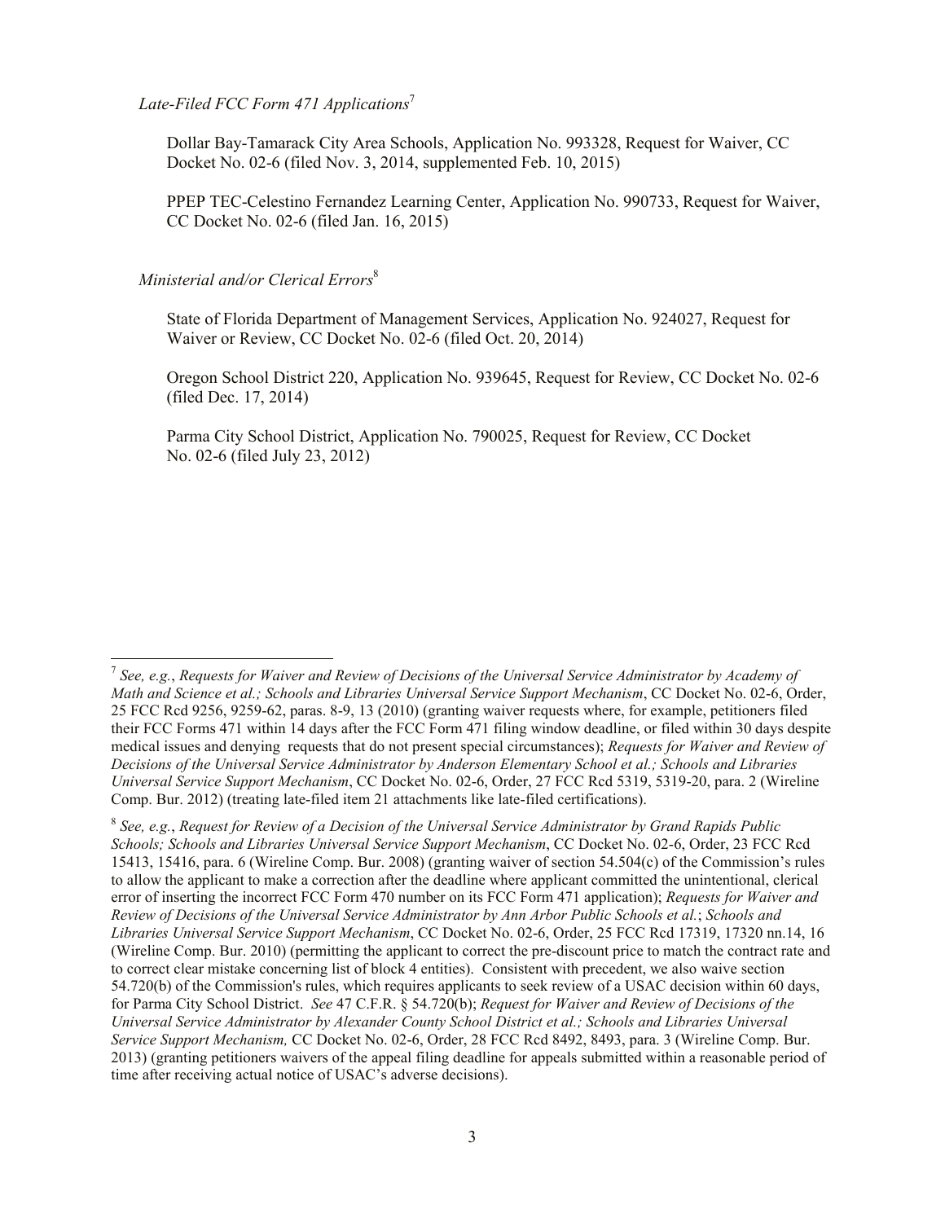*Late-Filed FCC Form 471 Applications*[7]

Dollar Bay-Tamarack City Area Schools, Application No. 993328, Request for Waiver, CC Docket No. 02-6 (filed Nov. 3, 2014, supplemented Feb. 10, 2015)

PPEP TEC-Celestino Fernandez Learning Center, Application No. 990733, Request for Waiver, CC Docket No. 02-6 (filed Jan. 16, 2015)

*Ministerial and/or Clerical Errors*[8]

State of Florida Department of Management Services, Application No. 924027, Request for Waiver or Review, CC Docket No. 02-6 (filed Oct. 20, 2014)

Oregon School District 220, Application No. 939645, Request for Review, CC Docket No. 02-6 (filed Dec. 17, 2014)

Parma City School District, Application No. 790025, Request for Review, CC Docket No. 02-6 (filed July 23, 2012)

---

[7] *See, e.g.*, *Requests for Waiver and Review of Decisions of the Universal Service Administrator by Academy of Math and Science et al.; Schools and Libraries Universal Service Support Mechanism*, CC Docket No. 02-6, Order, 25 FCC Rcd 9256, 9259-62, paras. 8-9, 13 (2010) (granting waiver requests where, for example, petitioners filed their FCC Forms 471 within 14 days after the FCC Form 471 filing window deadline, or filed within 30 days despite medical issues and denying requests that do not present special circumstances); *Requests for Waiver and Review of Decisions of the Universal Service Administrator by Anderson Elementary School et al.; Schools and Libraries Universal Service Support Mechanism*, CC Docket No. 02-6, Order, 27 FCC Rcd 5319, 5319-20, para. 2 (Wireline Comp. Bur. 2012) (treating late-filed item 21 attachments like late-filed certifications).

[8] *See, e.g.*, *Request for Review of a Decision of the Universal Service Administrator by Grand Rapids Public Schools; Schools and Libraries Universal Service Support Mechanism*, CC Docket No. 02-6, Order, 23 FCC Rcd 15413, 15416, para. 6 (Wireline Comp. Bur. 2008) (granting waiver of section 54.504(c) of the Commission's rules to allow the applicant to make a correction after the deadline where applicant committed the unintentional, clerical error of inserting the incorrect FCC Form 470 number on its FCC Form 471 application); *Requests for Waiver and Review of Decisions of the Universal Service Administrator by Ann Arbor Public Schools et al.*; *Schools and Libraries Universal Service Support Mechanism*, CC Docket No. 02-6, Order, 25 FCC Rcd 17319, 17320 nn.14, 16 (Wireline Comp. Bur. 2010) (permitting the applicant to correct the pre-discount price to match the contract rate and to correct clear mistake concerning list of block 4 entities). Consistent with precedent, we also waive section 54.720(b) of the Commission's rules, which requires applicants to seek review of a USAC decision within 60 days, for Parma City School District. *See* 47 C.F.R. § 54.720(b); *Request for Waiver and Review of Decisions of the Universal Service Administrator by Alexander County School District et al.; Schools and Libraries Universal Service Support Mechanism,* CC Docket No. 02-6, Order, 28 FCC Rcd 8492, 8493, para. 3 (Wireline Comp. Bur. 2013) (granting petitioners waivers of the appeal filing deadline for appeals submitted within a reasonable period of time after receiving actual notice of USAC's adverse decisions).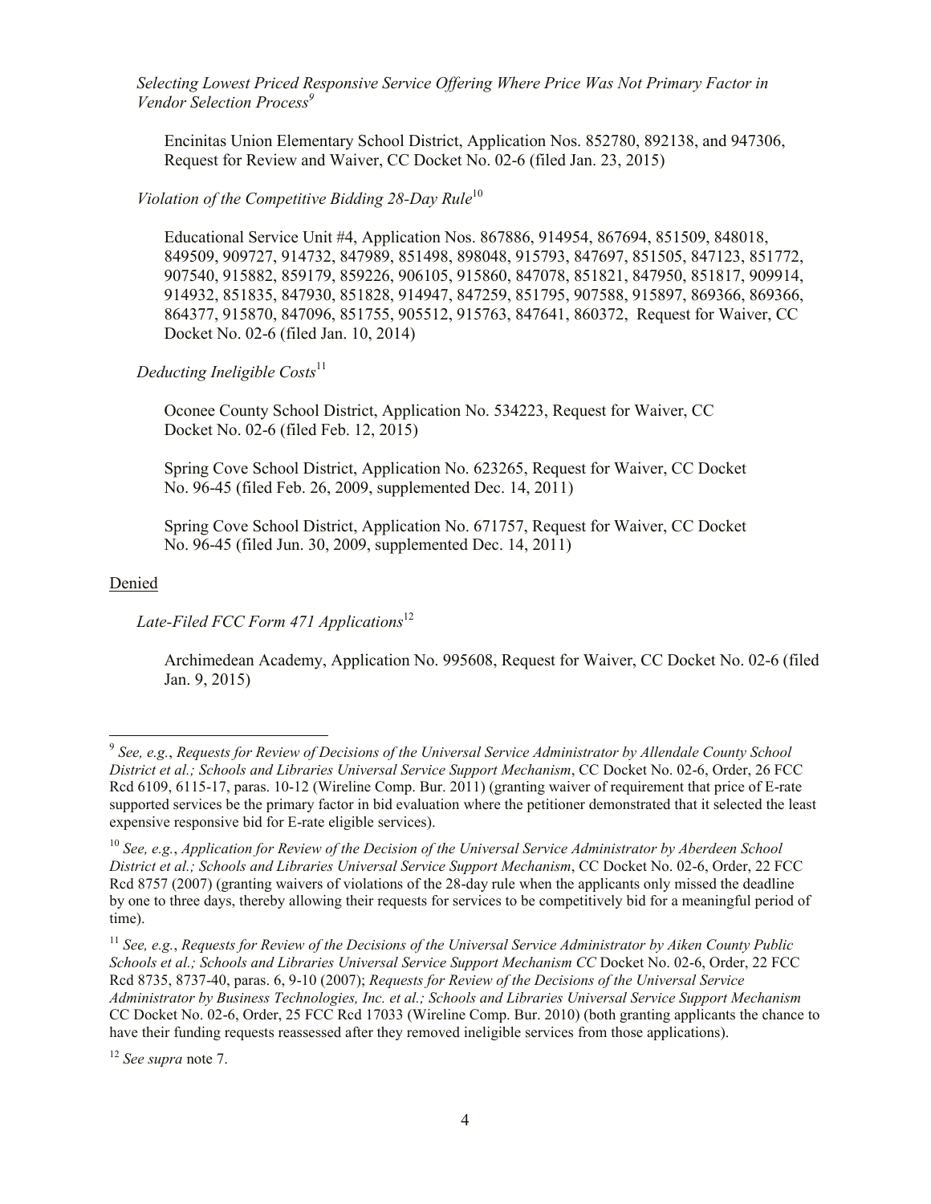*Selecting Lowest Priced Responsive Service Offering Where Price Was Not Primary Factor in Vendor Selection Process*[9]

Encinitas Union Elementary School District, Application Nos. 852780, 892138, and 947306, Request for Review and Waiver, CC Docket No. 02-6 (filed Jan. 23, 2015)

*Violation of the Competitive Bidding 28-Day Rule*[10]

Educational Service Unit #4, Application Nos. 867886, 914954, 867694, 851509, 848018, 849509, 909727, 914732, 847989, 851498, 898048, 915793, 847697, 851505, 847123, 851772, 907540, 915882, 859179, 859226, 906105, 915860, 847078, 851821, 847950, 851817, 909914, 914932, 851835, 847930, 851828, 914947, 847259, 851795, 907588, 915897, 869366, 869366, 864377, 915870, 847096, 851755, 905512, 915763, 847641, 860372, Request for Waiver, CC Docket No. 02-6 (filed Jan. 10, 2014)

*Deducting Ineligible Costs*[11]

Oconee County School District, Application No. 534223, Request for Waiver, CC Docket No. 02-6 (filed Feb. 12, 2015)

Spring Cove School District, Application No. 623265, Request for Waiver, CC Docket No. 96-45 (filed Feb. 26, 2009, supplemented Dec. 14, 2011)

Spring Cove School District, Application No. 671757, Request for Waiver, CC Docket No. 96-45 (filed Jun. 30, 2009, supplemented Dec. 14, 2011)

Denied

*Late-Filed FCC Form 471 Applications*[12]

Archimedean Academy, Application No. 995608, Request for Waiver, CC Docket No. 02-6 (filed Jan. 9, 2015)

---

[9] *See, e.g.*, *Requests for Review of Decisions of the Universal Service Administrator by Allendale County School District et al.; Schools and Libraries Universal Service Support Mechanism*, CC Docket No. 02-6, Order, 26 FCC Rcd 6109, 6115-17, paras. 10-12 (Wireline Comp. Bur. 2011) (granting waiver of requirement that price of E-rate supported services be the primary factor in bid evaluation where the petitioner demonstrated that it selected the least expensive responsive bid for E-rate eligible services).

[10] *See, e.g.*, *Application for Review of the Decision of the Universal Service Administrator by Aberdeen School District et al.; Schools and Libraries Universal Service Support Mechanism*, CC Docket No. 02-6, Order, 22 FCC Rcd 8757 (2007) (granting waivers of violations of the 28-day rule when the applicants only missed the deadline by one to three days, thereby allowing their requests for services to be competitively bid for a meaningful period of time).

[11] *See, e.g.*, *Requests for Review of the Decisions of the Universal Service Administrator by Aiken County Public Schools et al.; Schools and Libraries Universal Service Support Mechanism CC* Docket No. 02-6, Order, 22 FCC Rcd 8735, 8737-40, paras. 6, 9-10 (2007); *Requests for Review of the Decisions of the Universal Service Administrator by Business Technologies, Inc. et al.; Schools and Libraries Universal Service Support Mechanism* CC Docket No. 02-6, Order, 25 FCC Rcd 17033 (Wireline Comp. Bur. 2010) (both granting applicants the chance to have their funding requests reassessed after they removed ineligible services from those applications).

[12] *See supra* note 7.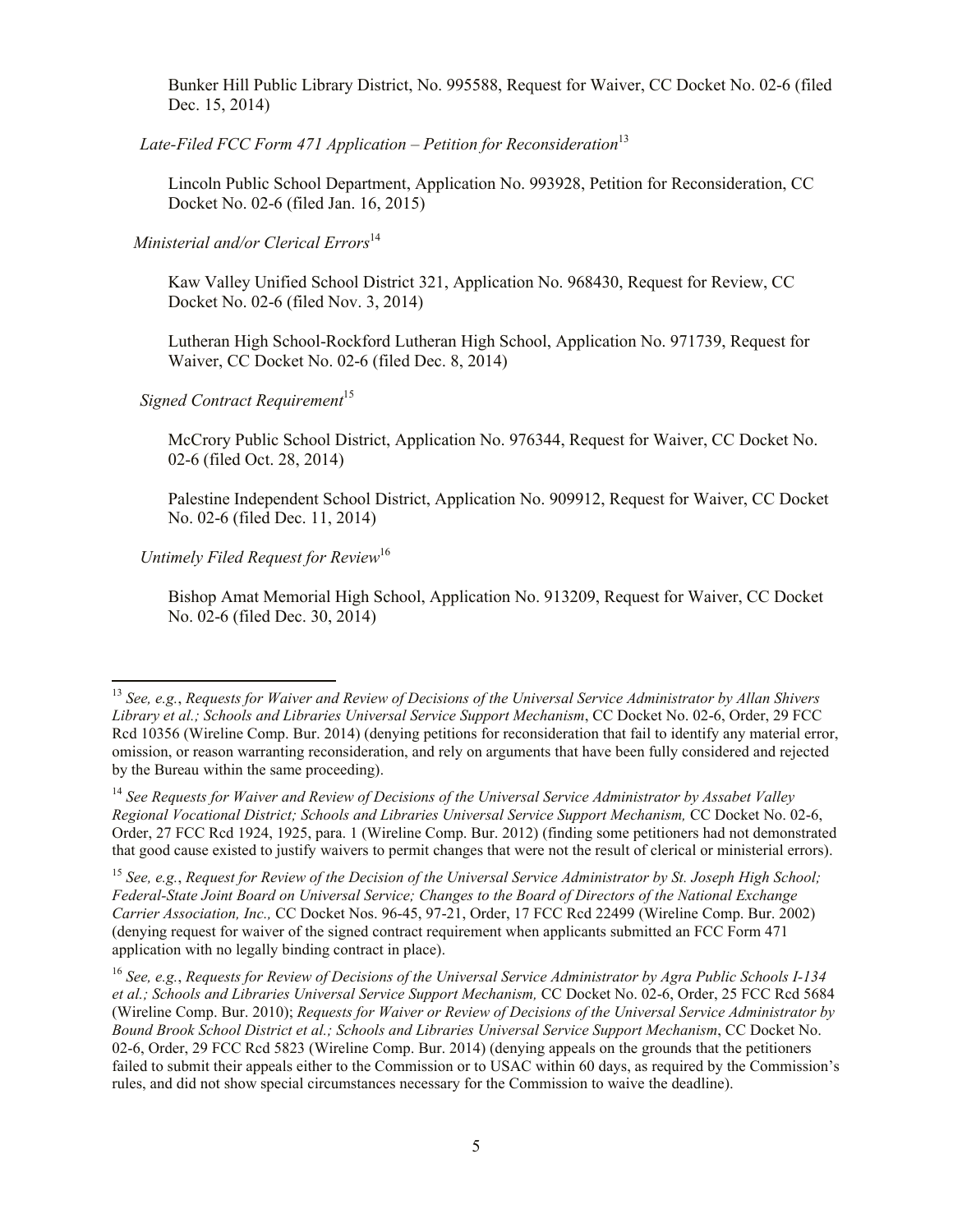Bunker Hill Public Library District, No. 995588, Request for Waiver, CC Docket No. 02-6 (filed Dec. 15, 2014)

*Late-Filed FCC Form 471 Application – Petition for Reconsideration*[13]

Lincoln Public School Department, Application No. 993928, Petition for Reconsideration, CC Docket No. 02-6 (filed Jan. 16, 2015)

*Ministerial and/or Clerical Errors*[14]

Kaw Valley Unified School District 321, Application No. 968430, Request for Review, CC Docket No. 02-6 (filed Nov. 3, 2014)

Lutheran High School-Rockford Lutheran High School, Application No. 971739, Request for Waiver, CC Docket No. 02-6 (filed Dec. 8, 2014)

*Signed Contract Requirement*[15]

McCrory Public School District, Application No. 976344, Request for Waiver, CC Docket No. 02-6 (filed Oct. 28, 2014)

Palestine Independent School District, Application No. 909912, Request for Waiver, CC Docket No. 02-6 (filed Dec. 11, 2014)

*Untimely Filed Request for Review*[16]

Bishop Amat Memorial High School, Application No. 913209, Request for Waiver, CC Docket No. 02-6 (filed Dec. 30, 2014)

---

[13] *See, e.g.*, *Requests for Waiver and Review of Decisions of the Universal Service Administrator by Allan Shivers Library et al.; Schools and Libraries Universal Service Support Mechanism*, CC Docket No. 02-6, Order, 29 FCC Rcd 10356 (Wireline Comp. Bur. 2014) (denying petitions for reconsideration that fail to identify any material error, omission, or reason warranting reconsideration, and rely on arguments that have been fully considered and rejected by the Bureau within the same proceeding).

[14] *See Requests for Waiver and Review of Decisions of the Universal Service Administrator by Assabet Valley Regional Vocational District; Schools and Libraries Universal Service Support Mechanism,* CC Docket No. 02-6, Order, 27 FCC Rcd 1924, 1925, para. 1 (Wireline Comp. Bur. 2012) (finding some petitioners had not demonstrated that good cause existed to justify waivers to permit changes that were not the result of clerical or ministerial errors).

[15] *See, e.g.*, *Request for Review of the Decision of the Universal Service Administrator by St. Joseph High School; Federal-State Joint Board on Universal Service; Changes to the Board of Directors of the National Exchange Carrier Association, Inc.,* CC Docket Nos. 96-45, 97-21, Order, 17 FCC Rcd 22499 (Wireline Comp. Bur. 2002) (denying request for waiver of the signed contract requirement when applicants submitted an FCC Form 471 application with no legally binding contract in place).

[16] *See, e.g.*, *Requests for Review of Decisions of the Universal Service Administrator by Agra Public Schools I-134 et al.; Schools and Libraries Universal Service Support Mechanism,* CC Docket No. 02-6, Order, 25 FCC Rcd 5684 (Wireline Comp. Bur. 2010); *Requests for Waiver or Review of Decisions of the Universal Service Administrator by Bound Brook School District et al.; Schools and Libraries Universal Service Support Mechanism*, CC Docket No. 02-6, Order, 29 FCC Rcd 5823 (Wireline Comp. Bur. 2014) (denying appeals on the grounds that the petitioners failed to submit their appeals either to the Commission or to USAC within 60 days, as required by the Commission's rules, and did not show special circumstances necessary for the Commission to waive the deadline).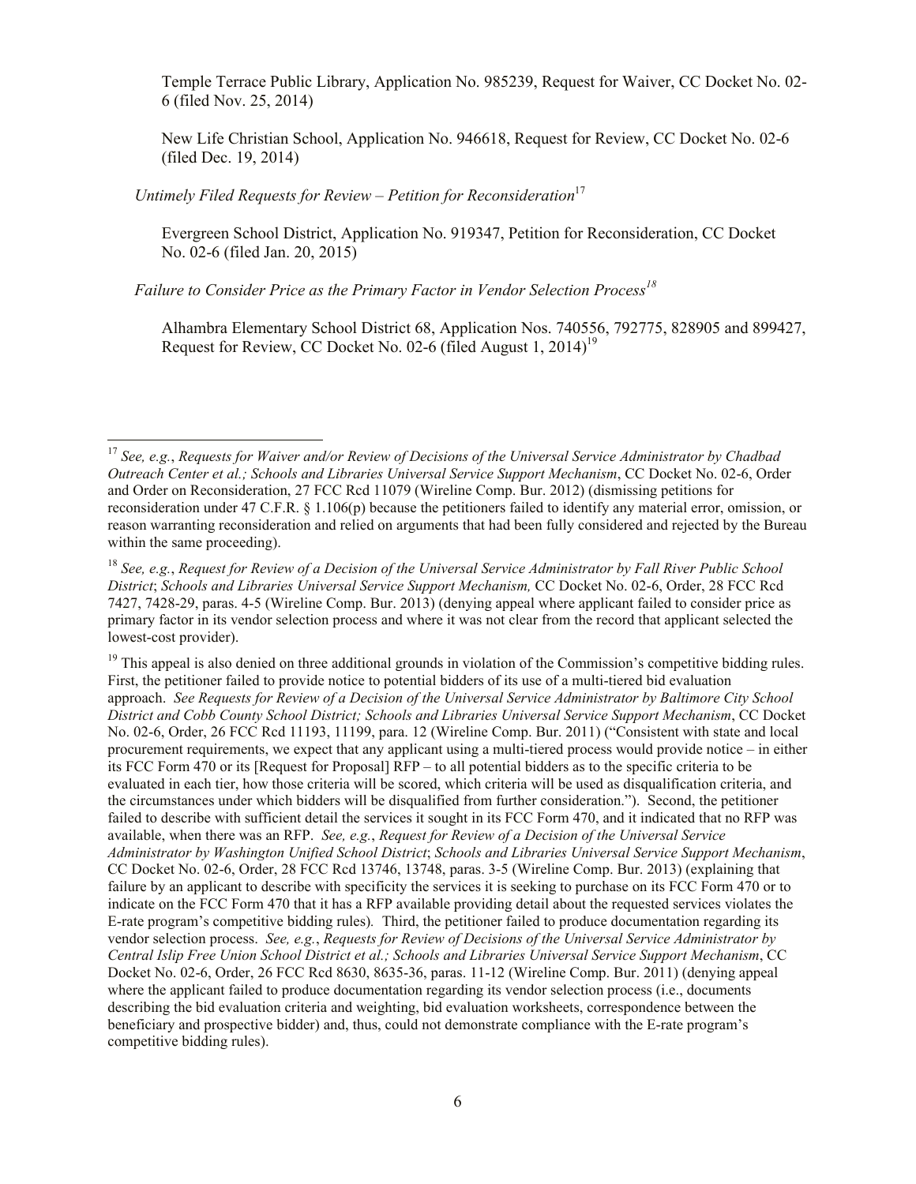Temple Terrace Public Library, Application No. 985239, Request for Waiver, CC Docket No. 02-6 (filed Nov. 25, 2014)

New Life Christian School, Application No. 946618, Request for Review, CC Docket No. 02-6 (filed Dec. 19, 2014)

*Untimely Filed Requests for Review – Petition for Reconsideration*[17]

Evergreen School District, Application No. 919347, Petition for Reconsideration, CC Docket No. 02-6 (filed Jan. 20, 2015)

*Failure to Consider Price as the Primary Factor in Vendor Selection Process*[18]

Alhambra Elementary School District 68, Application Nos. 740556, 792775, 828905 and 899427, Request for Review, CC Docket No. 02-6 (filed August 1, 2014)[19]

---

[17] *See, e.g.*, *Requests for Waiver and/or Review of Decisions of the Universal Service Administrator by Chadbad Outreach Center et al.; Schools and Libraries Universal Service Support Mechanism*, CC Docket No. 02-6, Order and Order on Reconsideration, 27 FCC Rcd 11079 (Wireline Comp. Bur. 2012) (dismissing petitions for reconsideration under 47 C.F.R. § 1.106(p) because the petitioners failed to identify any material error, omission, or reason warranting reconsideration and relied on arguments that had been fully considered and rejected by the Bureau within the same proceeding).

[18] *See, e.g.*, *Request for Review of a Decision of the Universal Service Administrator by Fall River Public School District*; *Schools and Libraries Universal Service Support Mechanism,* CC Docket No. 02-6, Order, 28 FCC Rcd 7427, 7428-29, paras. 4-5 (Wireline Comp. Bur. 2013) (denying appeal where applicant failed to consider price as primary factor in its vendor selection process and where it was not clear from the record that applicant selected the lowest-cost provider).

[19] This appeal is also denied on three additional grounds in violation of the Commission's competitive bidding rules. First, the petitioner failed to provide notice to potential bidders of its use of a multi-tiered bid evaluation approach. *See Requests for Review of a Decision of the Universal Service Administrator by Baltimore City School District and Cobb County School District; Schools and Libraries Universal Service Support Mechanism*, CC Docket No. 02-6, Order, 26 FCC Rcd 11193, 11199, para. 12 (Wireline Comp. Bur. 2011) ("Consistent with state and local procurement requirements, we expect that any applicant using a multi-tiered process would provide notice – in either its FCC Form 470 or its [Request for Proposal] RFP – to all potential bidders as to the specific criteria to be evaluated in each tier, how those criteria will be scored, which criteria will be used as disqualification criteria, and the circumstances under which bidders will be disqualified from further consideration."). Second, the petitioner failed to describe with sufficient detail the services it sought in its FCC Form 470, and it indicated that no RFP was available, when there was an RFP. *See, e.g.*, *Request for Review of a Decision of the Universal Service Administrator by Washington Unified School District*; *Schools and Libraries Universal Service Support Mechanism*, CC Docket No. 02-6, Order, 28 FCC Rcd 13746, 13748, paras. 3-5 (Wireline Comp. Bur. 2013) (explaining that failure by an applicant to describe with specificity the services it is seeking to purchase on its FCC Form 470 or to indicate on the FCC Form 470 that it has a RFP available providing detail about the requested services violates the E-rate program's competitive bidding rules). Third, the petitioner failed to produce documentation regarding its vendor selection process. *See, e.g.*, *Requests for Review of Decisions of the Universal Service Administrator by Central Islip Free Union School District et al.; Schools and Libraries Universal Service Support Mechanism*, CC Docket No. 02-6, Order, 26 FCC Rcd 8630, 8635-36, paras. 11-12 (Wireline Comp. Bur. 2011) (denying appeal where the applicant failed to produce documentation regarding its vendor selection process (i.e., documents describing the bid evaluation criteria and weighting, bid evaluation worksheets, correspondence between the beneficiary and prospective bidder) and, thus, could not demonstrate compliance with the E-rate program's competitive bidding rules).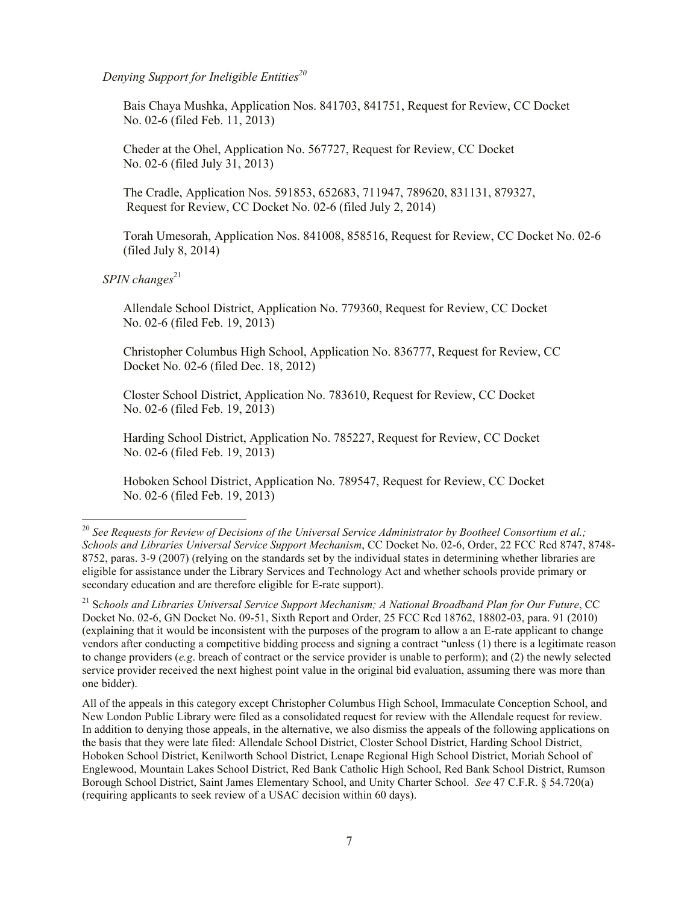*Denying Support for Ineligible Entities*[20]

Bais Chaya Mushka, Application Nos. 841703, 841751, Request for Review, CC Docket No. 02-6 (filed Feb. 11, 2013)

Cheder at the Ohel, Application No. 567727, Request for Review, CC Docket No. 02-6 (filed July 31, 2013)

The Cradle, Application Nos. 591853, 652683, 711947, 789620, 831131, 879327, Request for Review, CC Docket No. 02-6 (filed July 2, 2014)

Torah Umesorah, Application Nos. 841008, 858516, Request for Review, CC Docket No. 02-6 (filed July 8, 2014)

*SPIN changes*[21]

Allendale School District, Application No. 779360, Request for Review, CC Docket No. 02-6 (filed Feb. 19, 2013)

Christopher Columbus High School, Application No. 836777, Request for Review, CC Docket No. 02-6 (filed Dec. 18, 2012)

Closter School District, Application No. 783610, Request for Review, CC Docket No. 02-6 (filed Feb. 19, 2013)

Harding School District, Application No. 785227, Request for Review, CC Docket No. 02-6 (filed Feb. 19, 2013)

Hoboken School District, Application No. 789547, Request for Review, CC Docket No. 02-6 (filed Feb. 19, 2013)

---

[20] *See Requests for Review of Decisions of the Universal Service Administrator by Bootheel Consortium et al.; Schools and Libraries Universal Service Support Mechanism*, CC Docket No. 02-6, Order, 22 FCC Rcd 8747, 8748-8752, paras. 3-9 (2007) (relying on the standards set by the individual states in determining whether libraries are eligible for assistance under the Library Services and Technology Act and whether schools provide primary or secondary education and are therefore eligible for E-rate support).

[21] *Schools and Libraries Universal Service Support Mechanism; A National Broadband Plan for Our Future*, CC Docket No. 02-6, GN Docket No. 09-51, Sixth Report and Order, 25 FCC Rcd 18762, 18802-03, para. 91 (2010) (explaining that it would be inconsistent with the purposes of the program to allow a an E-rate applicant to change vendors after conducting a competitive bidding process and signing a contract "unless (1) there is a legitimate reason to change providers (*e.g*. breach of contract or the service provider is unable to perform); and (2) the newly selected service provider received the next highest point value in the original bid evaluation, assuming there was more than one bidder).

All of the appeals in this category except Christopher Columbus High School, Immaculate Conception School, and New London Public Library were filed as a consolidated request for review with the Allendale request for review. In addition to denying those appeals, in the alternative, we also dismiss the appeals of the following applications on the basis that they were late filed: Allendale School District, Closter School District, Harding School District, Hoboken School District, Kenilworth School District, Lenape Regional High School District, Moriah School of Englewood, Mountain Lakes School District, Red Bank Catholic High School, Red Bank School District, Rumson Borough School District, Saint James Elementary School, and Unity Charter School. *See* 47 C.F.R. § 54.720(a) (requiring applicants to seek review of a USAC decision within 60 days).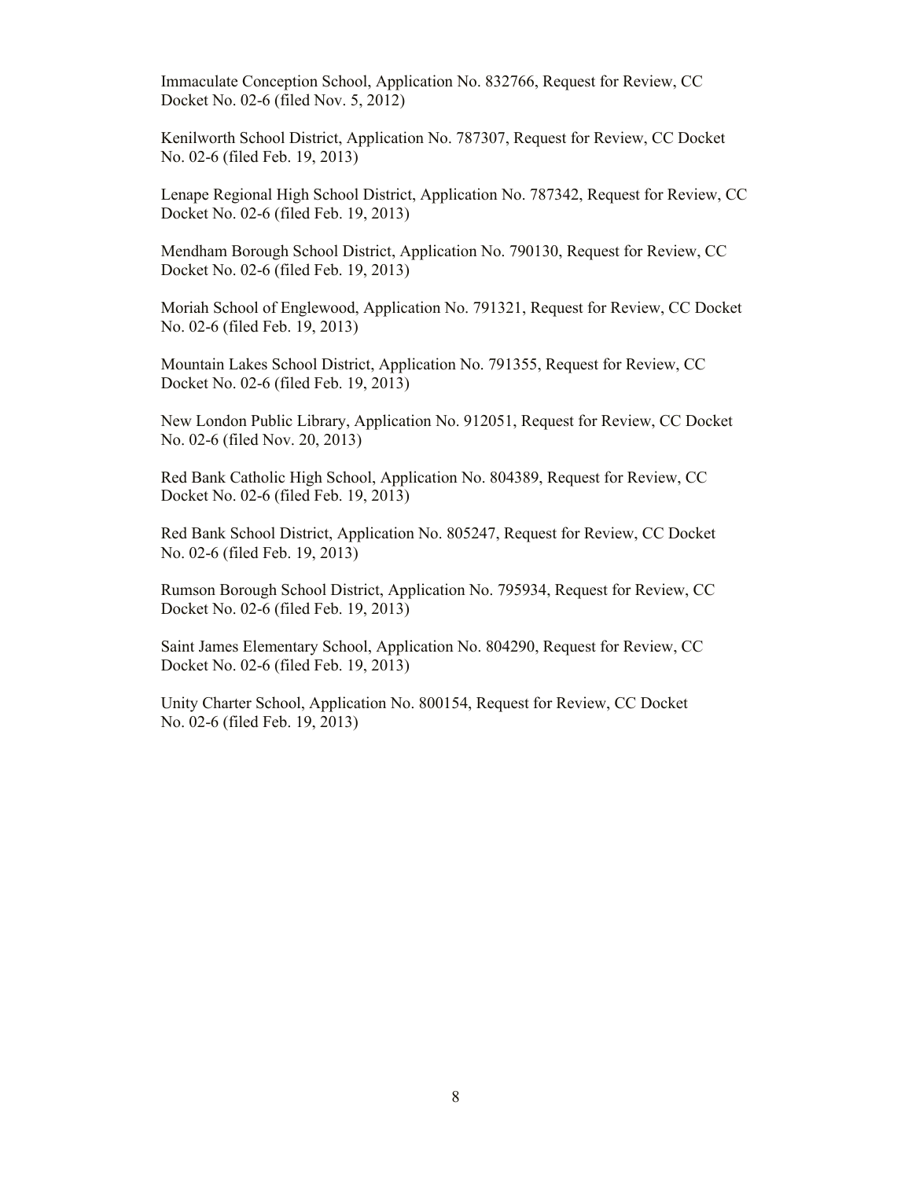Immaculate Conception School, Application No. 832766, Request for Review, CC Docket No. 02-6 (filed Nov. 5, 2012)

Kenilworth School District, Application No. 787307, Request for Review, CC Docket No. 02-6 (filed Feb. 19, 2013)

Lenape Regional High School District, Application No. 787342, Request for Review, CC Docket No. 02-6 (filed Feb. 19, 2013)

Mendham Borough School District, Application No. 790130, Request for Review, CC Docket No. 02-6 (filed Feb. 19, 2013)

Moriah School of Englewood, Application No. 791321, Request for Review, CC Docket No. 02-6 (filed Feb. 19, 2013)

Mountain Lakes School District, Application No. 791355, Request for Review, CC Docket No. 02-6 (filed Feb. 19, 2013)

New London Public Library, Application No. 912051, Request for Review, CC Docket No. 02-6 (filed Nov. 20, 2013)

Red Bank Catholic High School, Application No. 804389, Request for Review, CC Docket No. 02-6 (filed Feb. 19, 2013)

Red Bank School District, Application No. 805247, Request for Review, CC Docket No. 02-6 (filed Feb. 19, 2013)

Rumson Borough School District, Application No. 795934, Request for Review, CC Docket No. 02-6 (filed Feb. 19, 2013)

Saint James Elementary School, Application No. 804290, Request for Review, CC Docket No. 02-6 (filed Feb. 19, 2013)

Unity Charter School, Application No. 800154, Request for Review, CC Docket No. 02-6 (filed Feb. 19, 2013)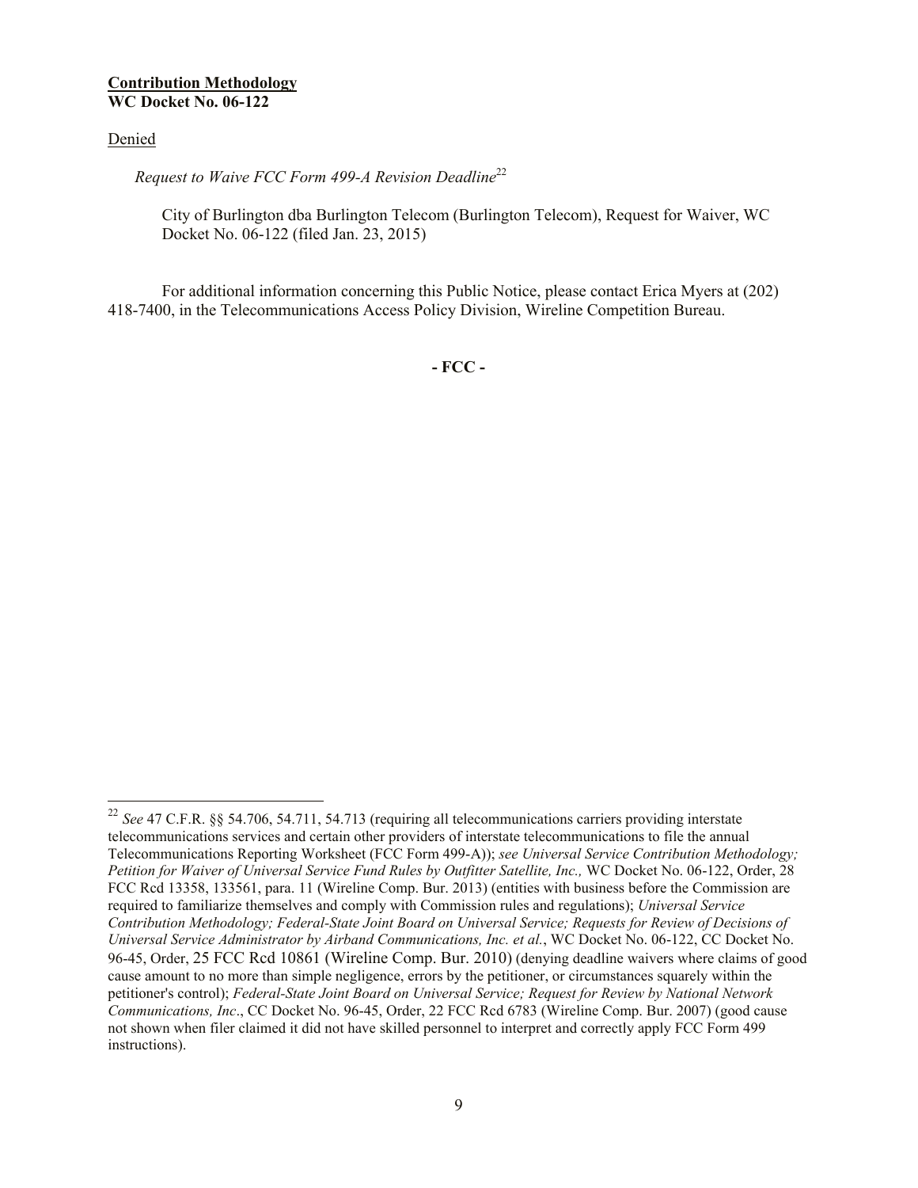**Contribution Methodology**
**WC Docket No. 06-122**

Denied

*Request to Waive FCC Form 499-A Revision Deadline*[22]

City of Burlington dba Burlington Telecom (Burlington Telecom), Request for Waiver, WC Docket No. 06-122 (filed Jan. 23, 2015)

For additional information concerning this Public Notice, please contact Erica Myers at (202) 418-7400, in the Telecommunications Access Policy Division, Wireline Competition Bureau.

**- FCC -**

---

[22] *See* 47 C.F.R. §§ 54.706, 54.711, 54.713 (requiring all telecommunications carriers providing interstate telecommunications services and certain other providers of interstate telecommunications to file the annual Telecommunications Reporting Worksheet (FCC Form 499-A)); *see Universal Service Contribution Methodology; Petition for Waiver of Universal Service Fund Rules by Outfitter Satellite, Inc.,* WC Docket No. 06-122, Order, 28 FCC Rcd 13358, 133561, para. 11 (Wireline Comp. Bur. 2013) (entities with business before the Commission are required to familiarize themselves and comply with Commission rules and regulations); *Universal Service Contribution Methodology; Federal-State Joint Board on Universal Service; Requests for Review of Decisions of Universal Service Administrator by Airband Communications, Inc. et al.*, WC Docket No. 06-122, CC Docket No. 96-45, Order, 25 FCC Rcd 10861 (Wireline Comp. Bur. 2010) (denying deadline waivers where claims of good cause amount to no more than simple negligence, errors by the petitioner, or circumstances squarely within the petitioner's control); *Federal-State Joint Board on Universal Service; Request for Review by National Network Communications, Inc*., CC Docket No. 96-45, Order, 22 FCC Rcd 6783 (Wireline Comp. Bur. 2007) (good cause not shown when filer claimed it did not have skilled personnel to interpret and correctly apply FCC Form 499 instructions).